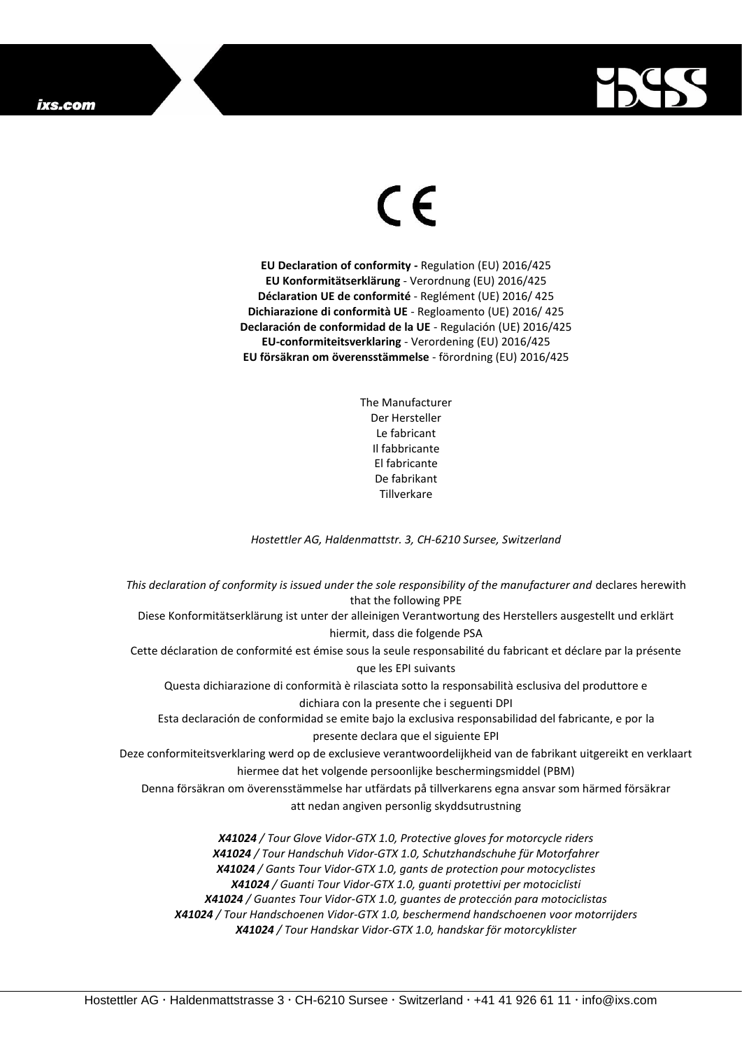CE

**EU Declaration of conformity -** Regulation (EU) 2016/425
**EU Konformitätserklärung** - Verordnung (EU) 2016/425
**Déclaration UE de conformité** - Reglément (UE) 2016/ 425
**Dichiarazione di conformità UE** - Regloamento (UE) 2016/ 425
**Declaración de conformidad de la UE** - Regulación (UE) 2016/425
**EU-conformiteitsverklaring** - Verordening (EU) 2016/425
**EU försäkran om överensstämmelse** - förordning (EU) 2016/425

The Manufacturer
Der Hersteller
Le fabricant
Il fabbricante
El fabricante
De fabrikant
Tillverkare

*Hostettler AG, Haldenmattstr. 3, CH-6210 Sursee, Switzerland*

*This declaration of conformity is issued under the sole responsibility of the manufacturer and* declares herewith that the following PPE
Diese Konformitätserklärung ist unter der alleinigen Verantwortung des Herstellers ausgestellt und erklärt hiermit, dass die folgende PSA
Cette déclaration de conformité est émise sous la seule responsabilité du fabricant et déclare par la présente que les EPI suivants
Questa dichiarazione di conformità è rilasciata sotto la responsabilità esclusiva del produttore e dichiara con la presente che i seguenti DPI
Esta declaración de conformidad se emite bajo la exclusiva responsabilidad del fabricante, e por la presente declara que el siguiente EPI
Deze conformiteitsverklaring werd op de exclusieve verantwoordelijkheid van de fabrikant uitgereikt en verklaart hiermee dat het volgende persoonlijke beschermingsmiddel (PBM)
Denna försäkran om överensstämmelse har utfärdats på tillverkarens egna ansvar som härmed försäkrar att nedan angiven personlig skyddsutrustning

***X41024** / Tour Glove Vidor-GTX 1.0, Protective gloves for motorcycle riders*
***X41024** / Tour Handschuh Vidor-GTX 1.0, Schutzhandschuhe für Motorfahrer*
***X41024** / Gants Tour Vidor-GTX 1.0, gants de protection pour motocyclistes*
***X41024** / Guanti Tour Vidor-GTX 1.0, guanti protettivi per motociclisti*
***X41024** / Guantes Tour Vidor-GTX 1.0, guantes de protección para motociclistas*
***X41024** / Tour Handschoenen Vidor-GTX 1.0, beschermend handschoenen voor motorrijders*
***X41024** / Tour Handskar Vidor-GTX 1.0, handskar för motorcyklister*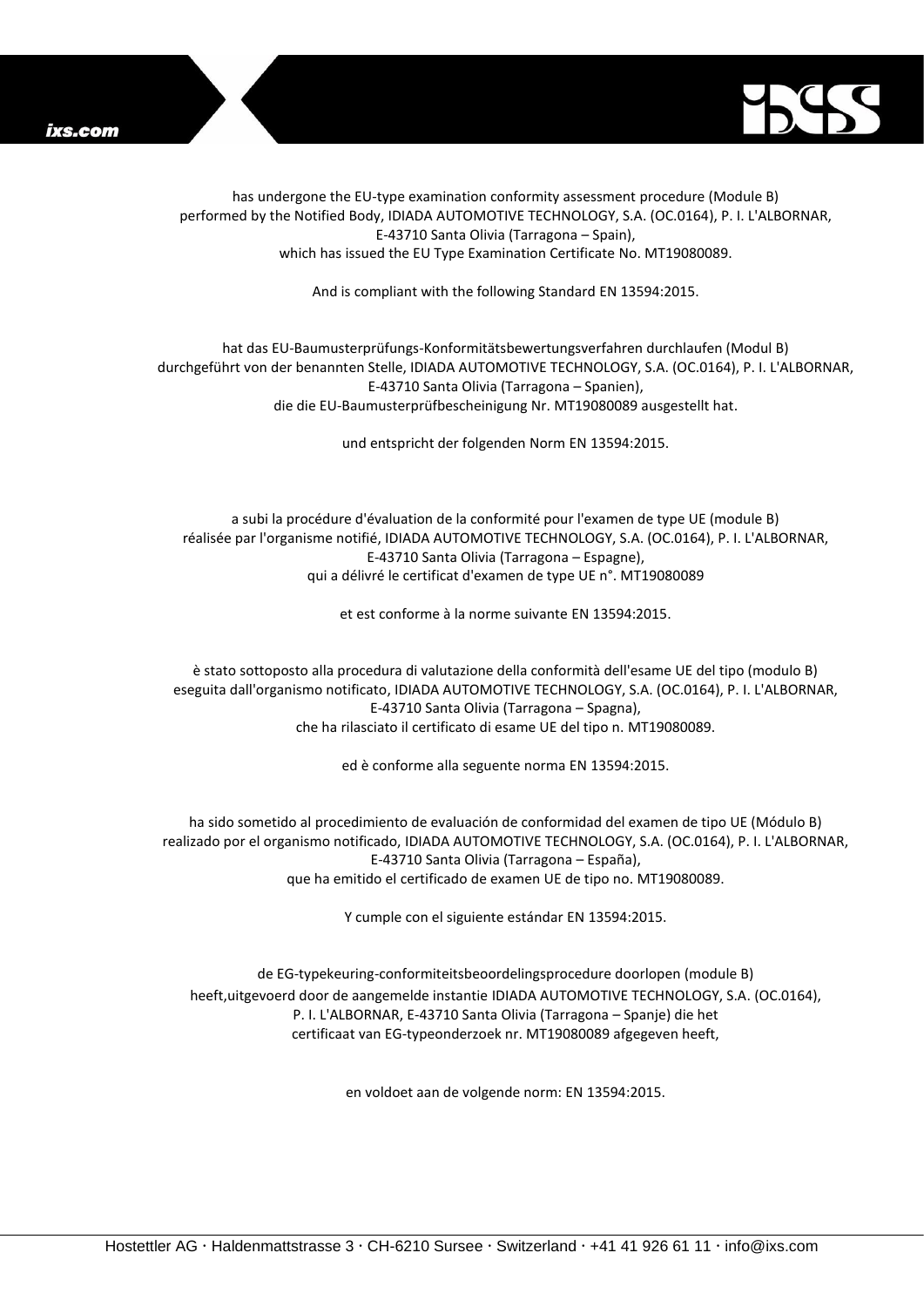has undergone the EU-type examination conformity assessment procedure (Module B) performed by the Notified Body, IDIADA AUTOMOTIVE TECHNOLOGY, S.A. (OC.0164), P. I. L'ALBORNAR, E-43710 Santa Olivia (Tarragona – Spain), which has issued the EU Type Examination Certificate No. MT19080089.

And is compliant with the following Standard EN 13594:2015.

hat das EU-Baumusterprüfungs-Konformitätsbewertungsverfahren durchlaufen (Modul B) durchgeführt von der benannten Stelle, IDIADA AUTOMOTIVE TECHNOLOGY, S.A. (OC.0164), P. I. L'ALBORNAR, E-43710 Santa Olivia (Tarragona – Spanien), die die EU-Baumusterprüfbescheinigung Nr. MT19080089 ausgestellt hat.

und entspricht der folgenden Norm EN 13594:2015.

a subi la procédure d'évaluation de la conformité pour l'examen de type UE (module B) réalisée par l'organisme notifié, IDIADA AUTOMOTIVE TECHNOLOGY, S.A. (OC.0164), P. I. L'ALBORNAR, E-43710 Santa Olivia (Tarragona – Espagne), qui a délivré le certificat d'examen de type UE n°. MT19080089

et est conforme à la norme suivante EN 13594:2015.

è stato sottoposto alla procedura di valutazione della conformità dell'esame UE del tipo (modulo B) eseguita dall'organismo notificato, IDIADA AUTOMOTIVE TECHNOLOGY, S.A. (OC.0164), P. I. L'ALBORNAR, E-43710 Santa Olivia (Tarragona – Spagna), che ha rilasciato il certificato di esame UE del tipo n. MT19080089.

ed è conforme alla seguente norma EN 13594:2015.

ha sido sometido al procedimiento de evaluación de conformidad del examen de tipo UE (Módulo B) realizado por el organismo notificado, IDIADA AUTOMOTIVE TECHNOLOGY, S.A. (OC.0164), P. I. L'ALBORNAR, E-43710 Santa Olivia (Tarragona – España), que ha emitido el certificado de examen UE de tipo no. MT19080089.

Y cumple con el siguiente estándar EN 13594:2015.

de EG-typekeuring-conformiteitsbeoordelingsprocedure doorlopen (module B) heeft,uitgevoerd door de aangemelde instantie IDIADA AUTOMOTIVE TECHNOLOGY, S.A. (OC.0164), P. I. L'ALBORNAR, E-43710 Santa Olivia (Tarragona – Spanje) die het certificaat van EG-typeonderzoek nr. MT19080089 afgegeven heeft,

en voldoet aan de volgende norm: EN 13594:2015.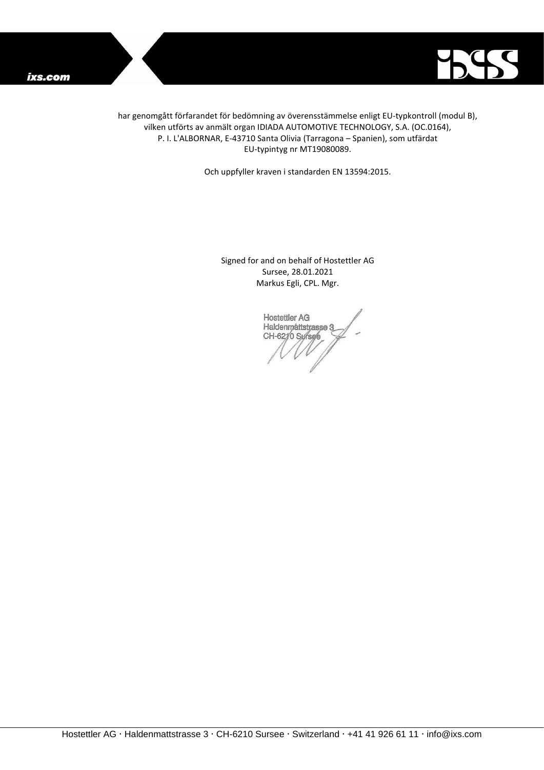har genomgått förfarandet för bedömning av överensstämmelse enligt EU-typkontroll (modul B), vilken utförts av anmält organ IDIADA AUTOMOTIVE TECHNOLOGY, S.A. (OC.0164), P. I. L'ALBORNAR, E-43710 Santa Olivia (Tarragona – Spanien), som utfärdat EU-typintyg nr MT19080089.

Och uppfyller kraven i standarden EN 13594:2015.

Signed for and on behalf of Hostettler AG
Sursee, 28.01.2021
Markus Egli, CPL. Mgr.

Hostettler AG
Haldenmattstrasse 3
CH-6210 Sursee